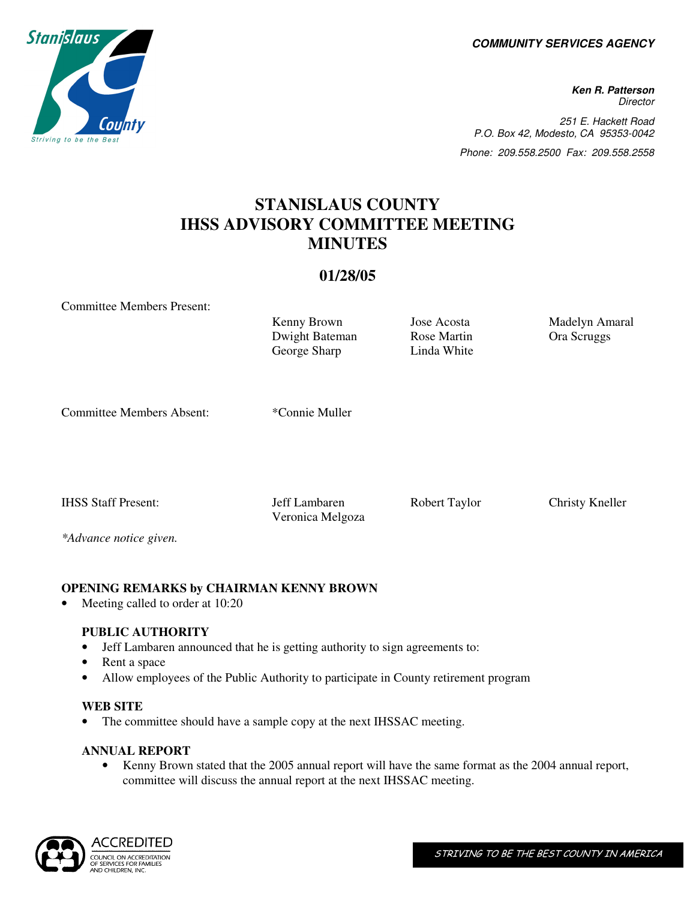**COMMUNITY SERVICES AGENCY**

**Ken R. Patterson**
*Director*

251 E. Hackett Road
P.O. Box 42, Modesto, CA 95353-0042
Phone: 209.558.2500 Fax: 209.558.2558

# STANISLAUS COUNTY IHSS ADVISORY COMMITTEE MEETING MINUTES

## 01/28/05

| Committee Members Present: | Kenny Brown | Jose Acosta | Madelyn Amaral |
|---|---|---|---|
| | Dwight Bateman | Rose Martin | Ora Scruggs |
| | George Sharp | Linda White | |
| Committee Members Absent: | *Connie Muller | | |
| IHSS Staff Present: | Jeff Lambaren | Robert Taylor | Christy Kneller |
| | Veronica Melgoza | | |

*\*Advance notice given.*

**OPENING REMARKS by CHAIRMAN KENNY BROWN**

- Meeting called to order at 10:20

**PUBLIC AUTHORITY**

- Jeff Lambaren announced that he is getting authority to sign agreements to:
- Rent a space
- Allow employees of the Public Authority to participate in County retirement program

**WEB SITE**

- The committee should have a sample copy at the next IHSSAC meeting.

**ANNUAL REPORT**

- Kenny Brown stated that the 2005 annual report will have the same format as the 2004 annual report, committee will discuss the annual report at the next IHSSAC meeting.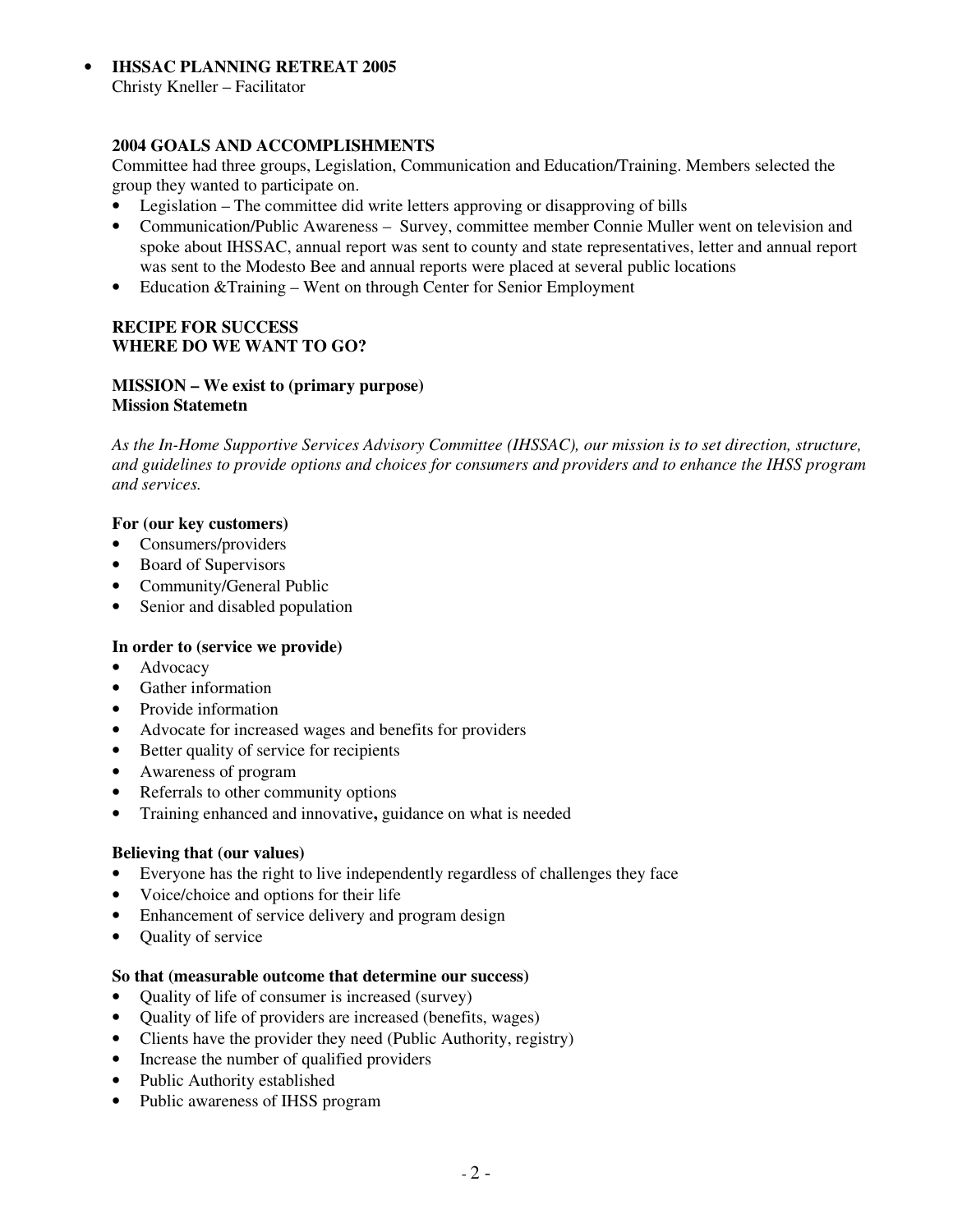- **IHSSAC PLANNING RETREAT 2005**
  Christy Kneller – Facilitator

**2004 GOALS AND ACCOMPLISHMENTS**

Committee had three groups, Legislation, Communication and Education/Training. Members selected the group they wanted to participate on.

- Legislation – The committee did write letters approving or disapproving of bills
- Communication/Public Awareness – Survey, committee member Connie Muller went on television and spoke about IHSSAC, annual report was sent to county and state representatives, letter and annual report was sent to the Modesto Bee and annual reports were placed at several public locations
- Education &Training – Went on through Center for Senior Employment

**RECIPE FOR SUCCESS**
**WHERE DO WE WANT TO GO?**

**MISSION – We exist to (primary purpose)**
**Mission Statemetn**

*As the In-Home Supportive Services Advisory Committee (IHSSAC), our mission is to set direction, structure, and guidelines to provide options and choices for consumers and providers and to enhance the IHSS program and services.*

**For (our key customers)**

- Consumers/providers
- Board of Supervisors
- Community/General Public
- Senior and disabled population

**In order to (service we provide)**

- Advocacy
- Gather information
- Provide information
- Advocate for increased wages and benefits for providers
- Better quality of service for recipients
- Awareness of program
- Referrals to other community options
- Training enhanced and innovative**,** guidance on what is needed

**Believing that (our values)**

- Everyone has the right to live independently regardless of challenges they face
- Voice/choice and options for their life
- Enhancement of service delivery and program design
- Quality of service

**So that (measurable outcome that determine our success)**

- Quality of life of consumer is increased (survey)
- Quality of life of providers are increased (benefits, wages)
- Clients have the provider they need (Public Authority, registry)
- Increase the number of qualified providers
- Public Authority established
- Public awareness of IHSS program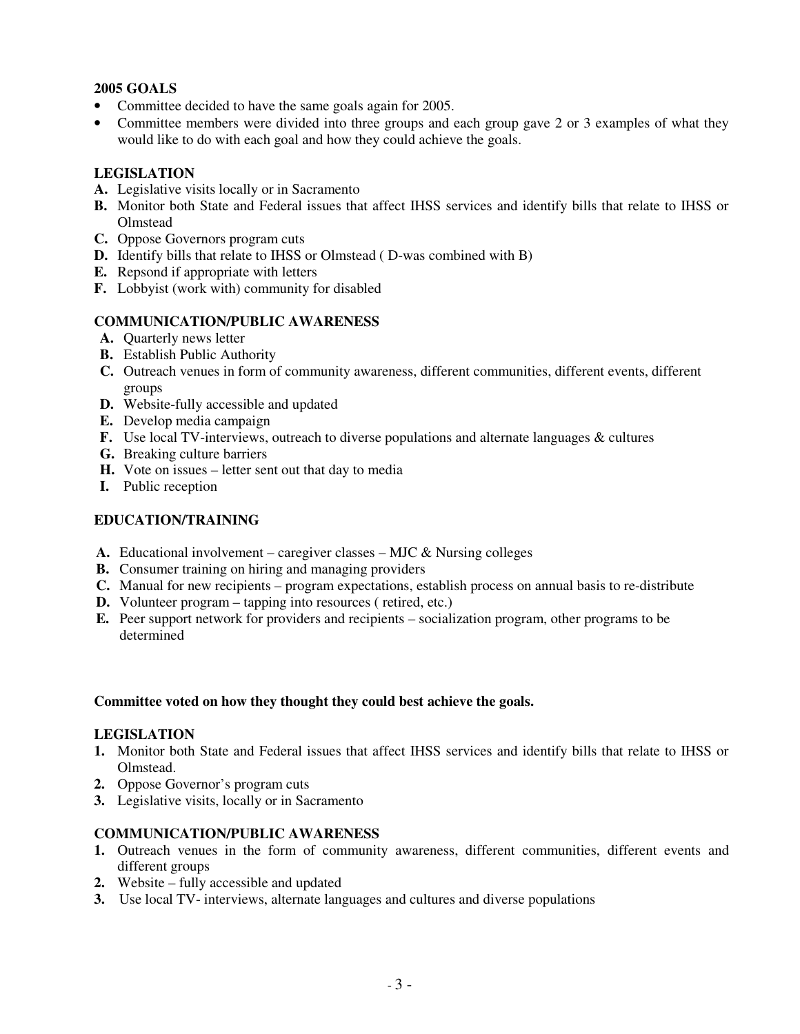**2005 GOALS**

- Committee decided to have the same goals again for 2005.
- Committee members were divided into three groups and each group gave 2 or 3 examples of what they would like to do with each goal and how they could achieve the goals.

**LEGISLATION**

**A.** Legislative visits locally or in Sacramento
**B.** Monitor both State and Federal issues that affect IHSS services and identify bills that relate to IHSS or Olmstead
**C.** Oppose Governors program cuts
**D.** Identify bills that relate to IHSS or Olmstead ( D-was combined with B)
**E.** Repsond if appropriate with letters
**F.** Lobbyist (work with) community for disabled

**COMMUNICATION/PUBLIC AWARENESS**

**A.** Quarterly news letter
**B.** Establish Public Authority
**C.** Outreach venues in form of community awareness, different communities, different events, different groups
**D.** Website-fully accessible and updated
**E.** Develop media campaign
**F.** Use local TV-interviews, outreach to diverse populations and alternate languages & cultures
**G.** Breaking culture barriers
**H.** Vote on issues – letter sent out that day to media
**I.** Public reception

**EDUCATION/TRAINING**

**A.** Educational involvement – caregiver classes – MJC & Nursing colleges
**B.** Consumer training on hiring and managing providers
**C.** Manual for new recipients – program expectations, establish process on annual basis to re-distribute
**D.** Volunteer program – tapping into resources ( retired, etc.)
**E.** Peer support network for providers and recipients – socialization program, other programs to be determined

**Committee voted on how they thought they could best achieve the goals.**

**LEGISLATION**

1. Monitor both State and Federal issues that affect IHSS services and identify bills that relate to IHSS or Olmstead.
2. Oppose Governor's program cuts
3. Legislative visits, locally or in Sacramento

**COMMUNICATION/PUBLIC AWARENESS**

1. Outreach venues in the form of community awareness, different communities, different events and different groups
2. Website – fully accessible and updated
3. Use local TV- interviews, alternate languages and cultures and diverse populations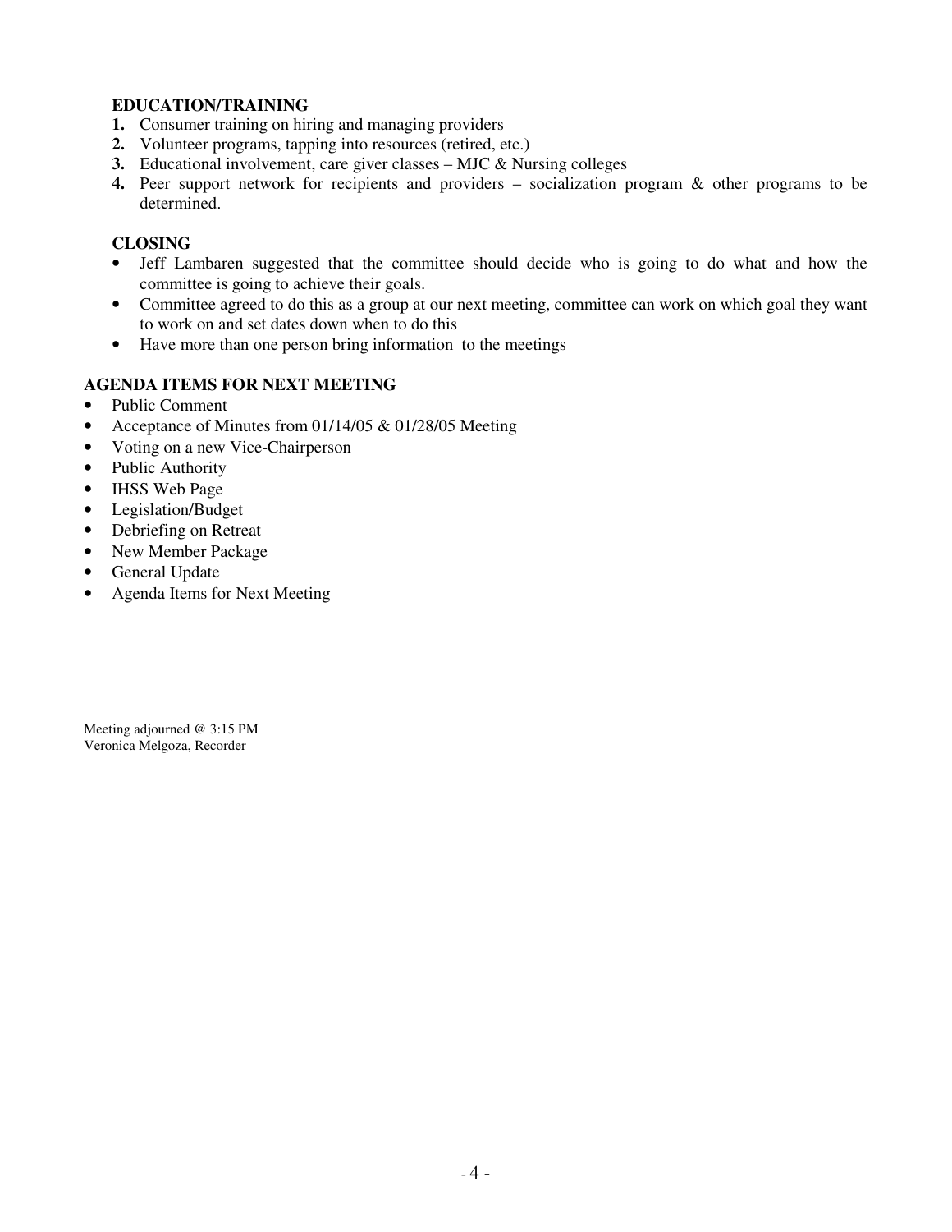**EDUCATION/TRAINING**

1. Consumer training on hiring and managing providers
2. Volunteer programs, tapping into resources (retired, etc.)
3. Educational involvement, care giver classes – MJC & Nursing colleges
4. Peer support network for recipients and providers – socialization program & other programs to be determined.

**CLOSING**

- Jeff Lambaren suggested that the committee should decide who is going to do what and how the committee is going to achieve their goals.
- Committee agreed to do this as a group at our next meeting, committee can work on which goal they want to work on and set dates down when to do this
- Have more than one person bring information to the meetings

**AGENDA ITEMS FOR NEXT MEETING**

- Public Comment
- Acceptance of Minutes from 01/14/05 & 01/28/05 Meeting
- Voting on a new Vice-Chairperson
- Public Authority
- IHSS Web Page
- Legislation/Budget
- Debriefing on Retreat
- New Member Package
- General Update
- Agenda Items for Next Meeting

Meeting adjourned @ 3:15 PM
Veronica Melgoza, Recorder